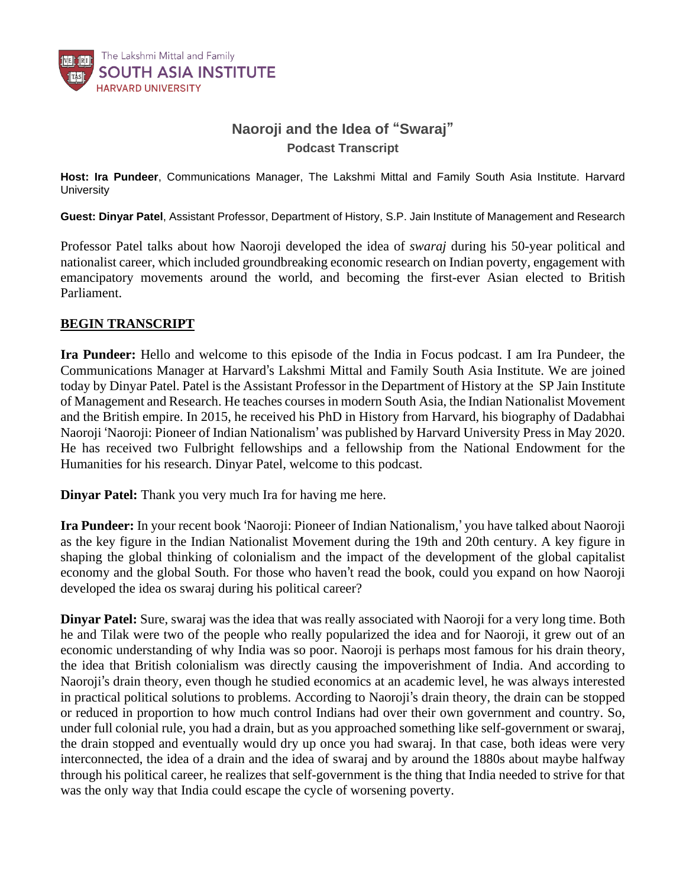The Lakshmi Mittal and Family
SOUTH ASIA INSTITUTE
HARVARD UNIVERSITY

# Naoroji and the Idea of "Swaraj"

## Podcast Transcript

**Host: Ira Pundeer**, Communications Manager, The Lakshmi Mittal and Family South Asia Institute. Harvard University

**Guest: Dinyar Patel**, Assistant Professor, Department of History, S.P. Jain Institute of Management and Research

Professor Patel talks about how Naoroji developed the idea of *swaraj* during his 50-year political and nationalist career, which included groundbreaking economic research on Indian poverty, engagement with emancipatory movements around the world, and becoming the first-ever Asian elected to British Parliament.

**BEGIN TRANSCRIPT**

**Ira Pundeer:** Hello and welcome to this episode of the India in Focus podcast. I am Ira Pundeer, the Communications Manager at Harvard's Lakshmi Mittal and Family South Asia Institute. We are joined today by Dinyar Patel. Patel is the Assistant Professor in the Department of History at the SP Jain Institute of Management and Research. He teaches courses in modern South Asia, the Indian Nationalist Movement and the British empire. In 2015, he received his PhD in History from Harvard, his biography of Dadabhai Naoroji 'Naoroji: Pioneer of Indian Nationalism' was published by Harvard University Press in May 2020. He has received two Fulbright fellowships and a fellowship from the National Endowment for the Humanities for his research. Dinyar Patel, welcome to this podcast.

**Dinyar Patel:** Thank you very much Ira for having me here.

**Ira Pundeer:** In your recent book 'Naoroji: Pioneer of Indian Nationalism,' you have talked about Naoroji as the key figure in the Indian Nationalist Movement during the 19th and 20th century. A key figure in shaping the global thinking of colonialism and the impact of the development of the global capitalist economy and the global South. For those who haven't read the book, could you expand on how Naoroji developed the idea os swaraj during his political career?

**Dinyar Patel:** Sure, swaraj was the idea that was really associated with Naoroji for a very long time. Both he and Tilak were two of the people who really popularized the idea and for Naoroji, it grew out of an economic understanding of why India was so poor. Naoroji is perhaps most famous for his drain theory, the idea that British colonialism was directly causing the impoverishment of India. And according to Naoroji's drain theory, even though he studied economics at an academic level, he was always interested in practical political solutions to problems. According to Naoroji's drain theory, the drain can be stopped or reduced in proportion to how much control Indians had over their own government and country. So, under full colonial rule, you had a drain, but as you approached something like self-government or swaraj, the drain stopped and eventually would dry up once you had swaraj. In that case, both ideas were very interconnected, the idea of a drain and the idea of swaraj and by around the 1880s about maybe halfway through his political career, he realizes that self-government is the thing that India needed to strive for that was the only way that India could escape the cycle of worsening poverty.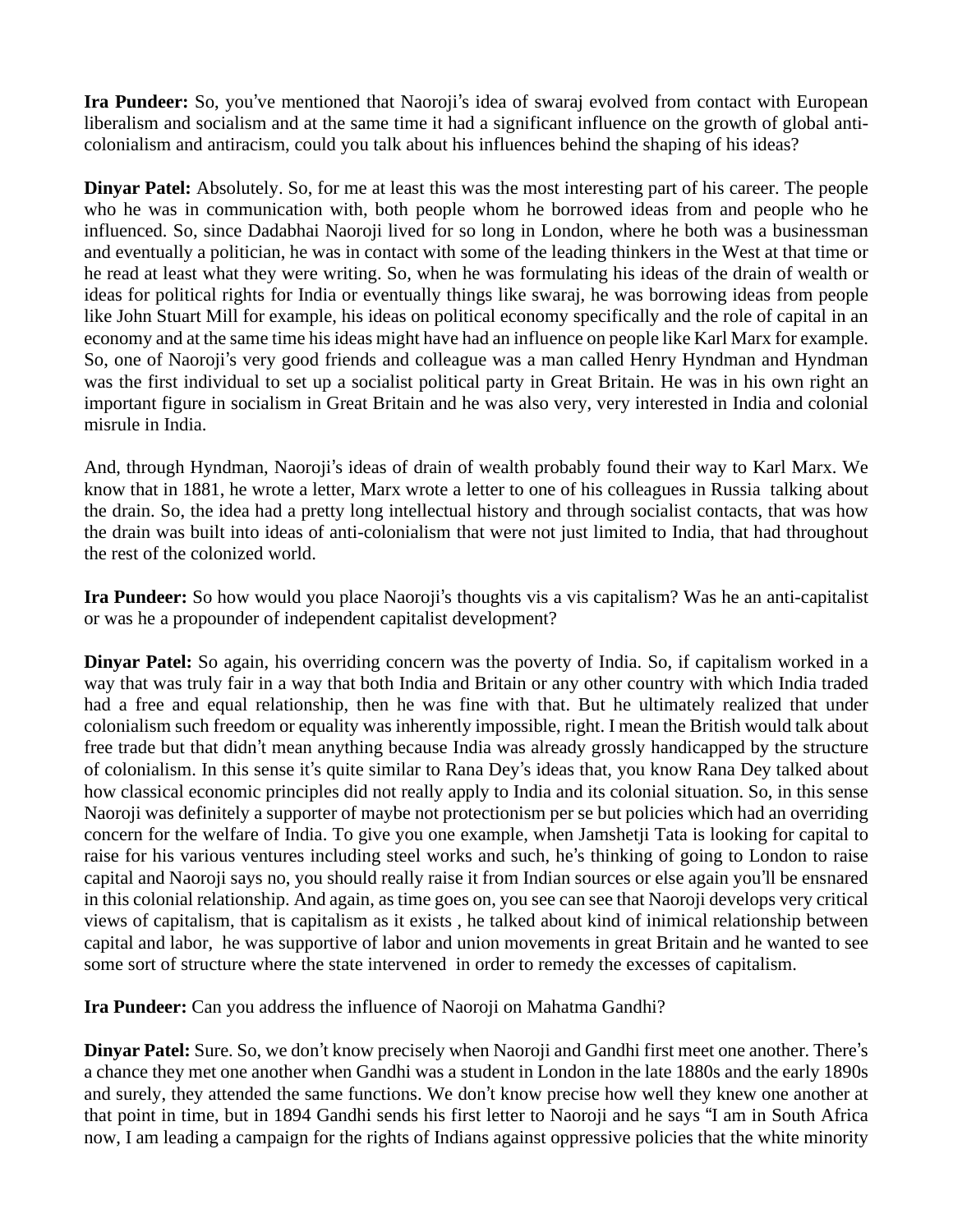**Ira Pundeer:** So, you've mentioned that Naoroji's idea of swaraj evolved from contact with European liberalism and socialism and at the same time it had a significant influence on the growth of global anti-colonialism and antiracism, could you talk about his influences behind the shaping of his ideas?

**Dinyar Patel:** Absolutely. So, for me at least this was the most interesting part of his career. The people who he was in communication with, both people whom he borrowed ideas from and people who he influenced. So, since Dadabhai Naoroji lived for so long in London, where he both was a businessman and eventually a politician, he was in contact with some of the leading thinkers in the West at that time or he read at least what they were writing. So, when he was formulating his ideas of the drain of wealth or ideas for political rights for India or eventually things like swaraj, he was borrowing ideas from people like John Stuart Mill for example, his ideas on political economy specifically and the role of capital in an economy and at the same time his ideas might have had an influence on people like Karl Marx for example. So, one of Naoroji's very good friends and colleague was a man called Henry Hyndman and Hyndman was the first individual to set up a socialist political party in Great Britain. He was in his own right an important figure in socialism in Great Britain and he was also very, very interested in India and colonial misrule in India.

And, through Hyndman, Naoroji's ideas of drain of wealth probably found their way to Karl Marx. We know that in 1881, he wrote a letter, Marx wrote a letter to one of his colleagues in Russia talking about the drain. So, the idea had a pretty long intellectual history and through socialist contacts, that was how the drain was built into ideas of anti-colonialism that were not just limited to India, that had throughout the rest of the colonized world.

**Ira Pundeer:** So how would you place Naoroji's thoughts vis a vis capitalism? Was he an anti-capitalist or was he a propounder of independent capitalist development?

**Dinyar Patel:** So again, his overriding concern was the poverty of India. So, if capitalism worked in a way that was truly fair in a way that both India and Britain or any other country with which India traded had a free and equal relationship, then he was fine with that. But he ultimately realized that under colonialism such freedom or equality was inherently impossible, right. I mean the British would talk about free trade but that didn't mean anything because India was already grossly handicapped by the structure of colonialism. In this sense it's quite similar to Rana Dey's ideas that, you know Rana Dey talked about how classical economic principles did not really apply to India and its colonial situation. So, in this sense Naoroji was definitely a supporter of maybe not protectionism per se but policies which had an overriding concern for the welfare of India. To give you one example, when Jamshetji Tata is looking for capital to raise for his various ventures including steel works and such, he's thinking of going to London to raise capital and Naoroji says no, you should really raise it from Indian sources or else again you'll be ensnared in this colonial relationship. And again, as time goes on, you see can see that Naoroji develops very critical views of capitalism, that is capitalism as it exists , he talked about kind of inimical relationship between capital and labor, he was supportive of labor and union movements in great Britain and he wanted to see some sort of structure where the state intervened in order to remedy the excesses of capitalism.

**Ira Pundeer:** Can you address the influence of Naoroji on Mahatma Gandhi?

**Dinyar Patel:** Sure. So, we don't know precisely when Naoroji and Gandhi first meet one another. There's a chance they met one another when Gandhi was a student in London in the late 1880s and the early 1890s and surely, they attended the same functions. We don't know precise how well they knew one another at that point in time, but in 1894 Gandhi sends his first letter to Naoroji and he says "I am in South Africa now, I am leading a campaign for the rights of Indians against oppressive policies that the white minority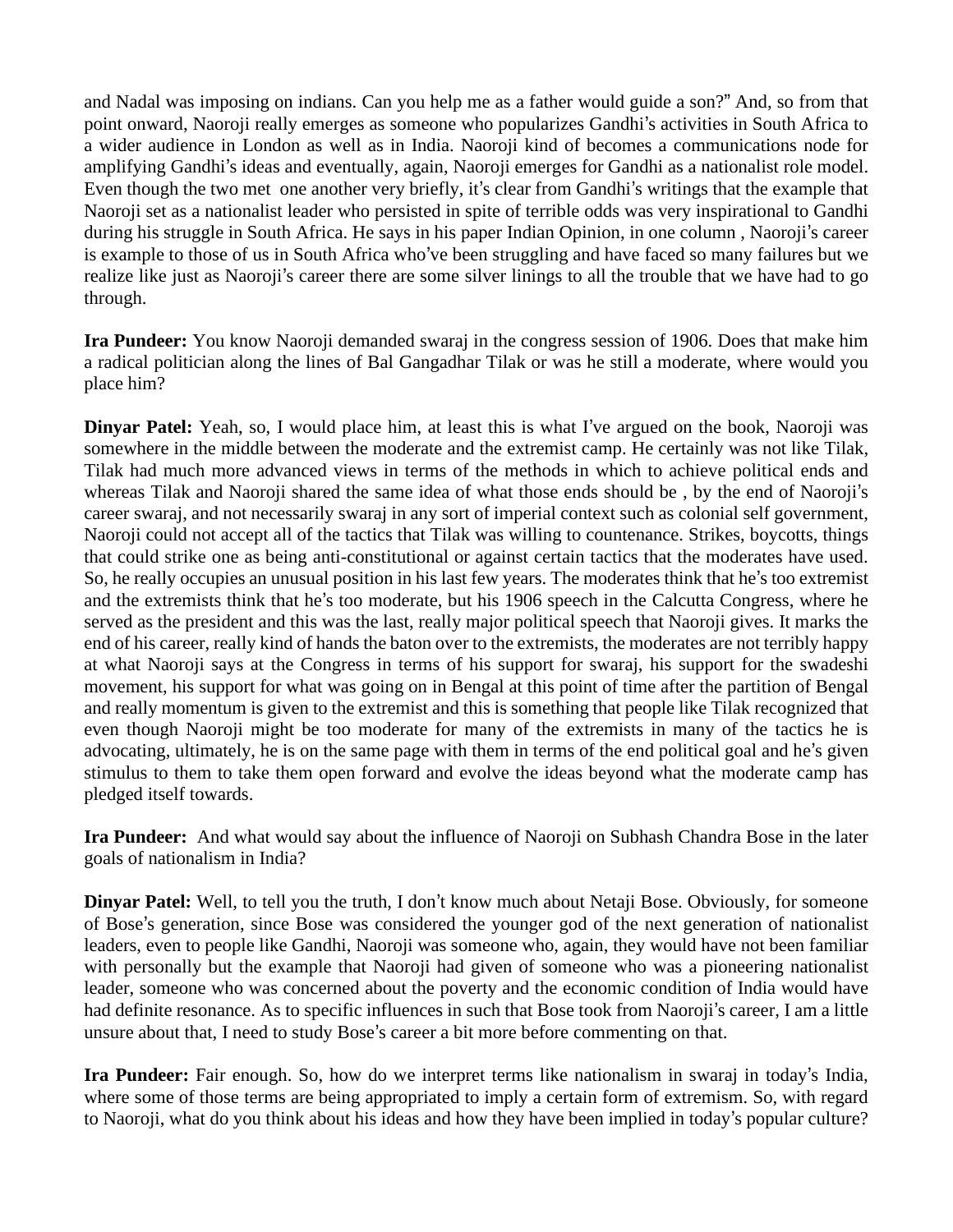and Nadal was imposing on indians. Can you help me as a father would guide a son?" And, so from that point onward, Naoroji really emerges as someone who popularizes Gandhi's activities in South Africa to a wider audience in London as well as in India. Naoroji kind of becomes a communications node for amplifying Gandhi's ideas and eventually, again, Naoroji emerges for Gandhi as a nationalist role model. Even though the two met one another very briefly, it's clear from Gandhi's writings that the example that Naoroji set as a nationalist leader who persisted in spite of terrible odds was very inspirational to Gandhi during his struggle in South Africa. He says in his paper Indian Opinion, in one column , Naoroji's career is example to those of us in South Africa who've been struggling and have faced so many failures but we realize like just as Naoroji's career there are some silver linings to all the trouble that we have had to go through.

**Ira Pundeer:** You know Naoroji demanded swaraj in the congress session of 1906. Does that make him a radical politician along the lines of Bal Gangadhar Tilak or was he still a moderate, where would you place him?

**Dinyar Patel:** Yeah, so, I would place him, at least this is what I've argued on the book, Naoroji was somewhere in the middle between the moderate and the extremist camp. He certainly was not like Tilak, Tilak had much more advanced views in terms of the methods in which to achieve political ends and whereas Tilak and Naoroji shared the same idea of what those ends should be , by the end of Naoroji's career swaraj, and not necessarily swaraj in any sort of imperial context such as colonial self government, Naoroji could not accept all of the tactics that Tilak was willing to countenance. Strikes, boycotts, things that could strike one as being anti-constitutional or against certain tactics that the moderates have used. So, he really occupies an unusual position in his last few years. The moderates think that he's too extremist and the extremists think that he's too moderate, but his 1906 speech in the Calcutta Congress, where he served as the president and this was the last, really major political speech that Naoroji gives. It marks the end of his career, really kind of hands the baton over to the extremists, the moderates are not terribly happy at what Naoroji says at the Congress in terms of his support for swaraj, his support for the swadeshi movement, his support for what was going on in Bengal at this point of time after the partition of Bengal and really momentum is given to the extremist and this is something that people like Tilak recognized that even though Naoroji might be too moderate for many of the extremists in many of the tactics he is advocating, ultimately, he is on the same page with them in terms of the end political goal and he's given stimulus to them to take them open forward and evolve the ideas beyond what the moderate camp has pledged itself towards.

**Ira Pundeer:** And what would say about the influence of Naoroji on Subhash Chandra Bose in the later goals of nationalism in India?

**Dinyar Patel:** Well, to tell you the truth, I don't know much about Netaji Bose. Obviously, for someone of Bose's generation, since Bose was considered the younger god of the next generation of nationalist leaders, even to people like Gandhi, Naoroji was someone who, again, they would have not been familiar with personally but the example that Naoroji had given of someone who was a pioneering nationalist leader, someone who was concerned about the poverty and the economic condition of India would have had definite resonance. As to specific influences in such that Bose took from Naoroji's career, I am a little unsure about that, I need to study Bose's career a bit more before commenting on that.

**Ira Pundeer:** Fair enough. So, how do we interpret terms like nationalism in swaraj in today's India, where some of those terms are being appropriated to imply a certain form of extremism. So, with regard to Naoroji, what do you think about his ideas and how they have been implied in today's popular culture?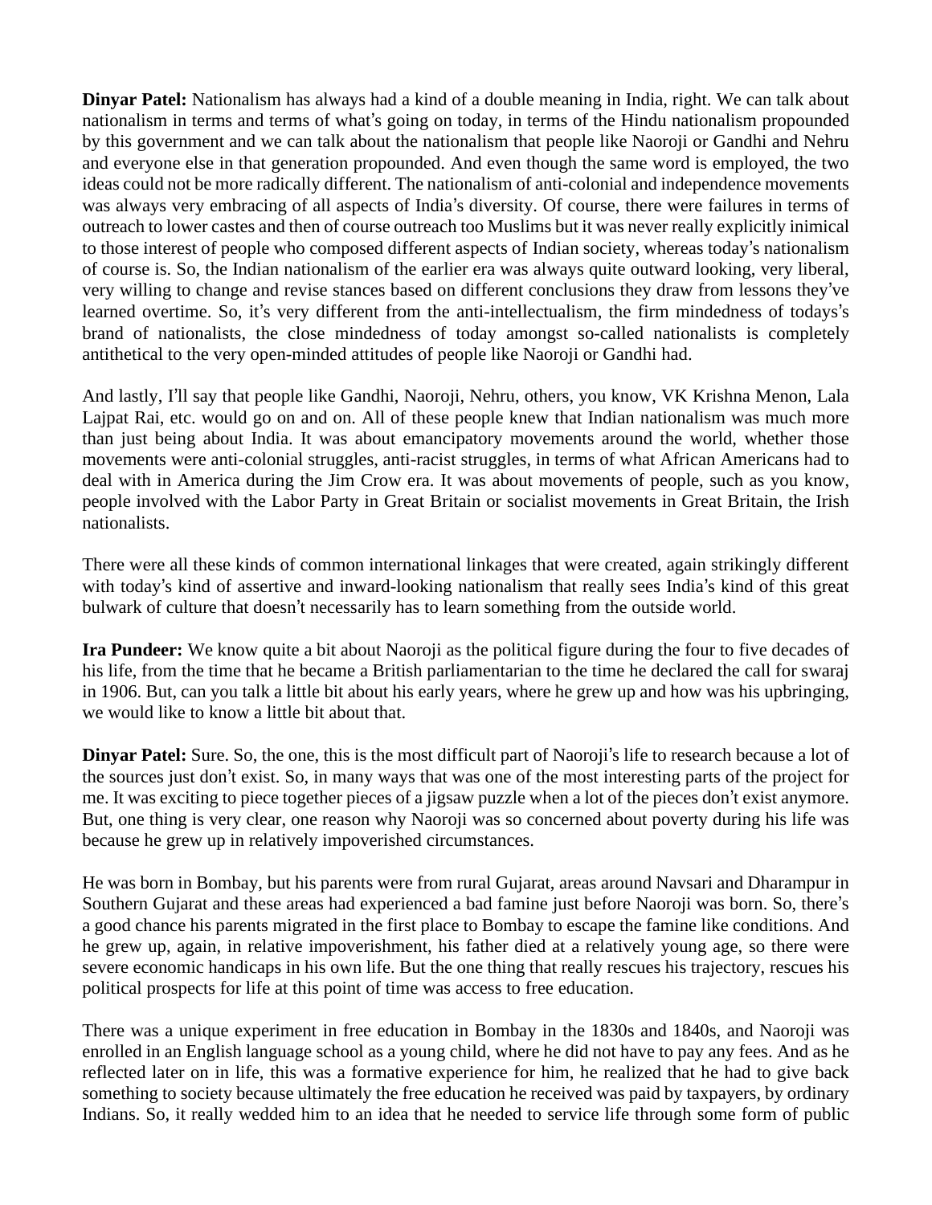**Dinyar Patel:** Nationalism has always had a kind of a double meaning in India, right. We can talk about nationalism in terms and terms of what's going on today, in terms of the Hindu nationalism propounded by this government and we can talk about the nationalism that people like Naoroji or Gandhi and Nehru and everyone else in that generation propounded. And even though the same word is employed, the two ideas could not be more radically different. The nationalism of anti-colonial and independence movements was always very embracing of all aspects of India's diversity. Of course, there were failures in terms of outreach to lower castes and then of course outreach too Muslims but it was never really explicitly inimical to those interest of people who composed different aspects of Indian society, whereas today's nationalism of course is. So, the Indian nationalism of the earlier era was always quite outward looking, very liberal, very willing to change and revise stances based on different conclusions they draw from lessons they've learned overtime. So, it's very different from the anti-intellectualism, the firm mindedness of todays's brand of nationalists, the close mindedness of today amongst so-called nationalists is completely antithetical to the very open-minded attitudes of people like Naoroji or Gandhi had.

And lastly, I'll say that people like Gandhi, Naoroji, Nehru, others, you know, VK Krishna Menon, Lala Lajpat Rai, etc. would go on and on. All of these people knew that Indian nationalism was much more than just being about India. It was about emancipatory movements around the world, whether those movements were anti-colonial struggles, anti-racist struggles, in terms of what African Americans had to deal with in America during the Jim Crow era. It was about movements of people, such as you know, people involved with the Labor Party in Great Britain or socialist movements in Great Britain, the Irish nationalists.

There were all these kinds of common international linkages that were created, again strikingly different with today's kind of assertive and inward-looking nationalism that really sees India's kind of this great bulwark of culture that doesn't necessarily has to learn something from the outside world.

**Ira Pundeer:** We know quite a bit about Naoroji as the political figure during the four to five decades of his life, from the time that he became a British parliamentarian to the time he declared the call for swaraj in 1906. But, can you talk a little bit about his early years, where he grew up and how was his upbringing, we would like to know a little bit about that.

**Dinyar Patel:** Sure. So, the one, this is the most difficult part of Naoroji's life to research because a lot of the sources just don't exist. So, in many ways that was one of the most interesting parts of the project for me. It was exciting to piece together pieces of a jigsaw puzzle when a lot of the pieces don't exist anymore. But, one thing is very clear, one reason why Naoroji was so concerned about poverty during his life was because he grew up in relatively impoverished circumstances.

He was born in Bombay, but his parents were from rural Gujarat, areas around Navsari and Dharampur in Southern Gujarat and these areas had experienced a bad famine just before Naoroji was born. So, there's a good chance his parents migrated in the first place to Bombay to escape the famine like conditions. And he grew up, again, in relative impoverishment, his father died at a relatively young age, so there were severe economic handicaps in his own life. But the one thing that really rescues his trajectory, rescues his political prospects for life at this point of time was access to free education.

There was a unique experiment in free education in Bombay in the 1830s and 1840s, and Naoroji was enrolled in an English language school as a young child, where he did not have to pay any fees. And as he reflected later on in life, this was a formative experience for him, he realized that he had to give back something to society because ultimately the free education he received was paid by taxpayers, by ordinary Indians. So, it really wedded him to an idea that he needed to service life through some form of public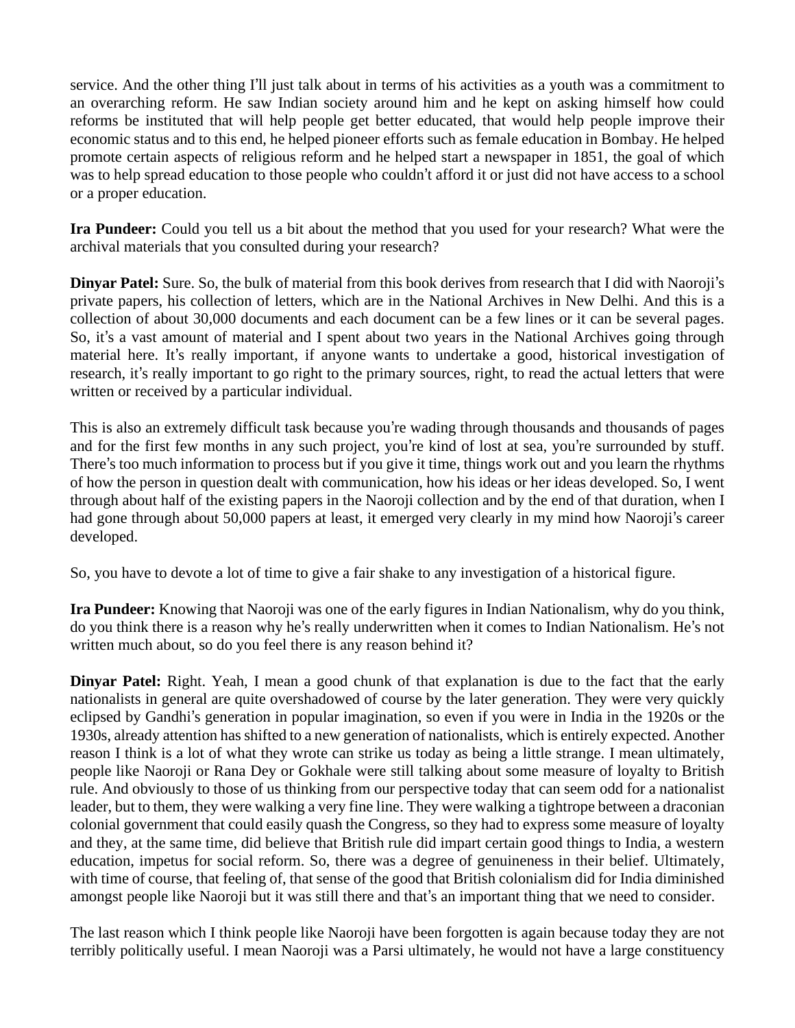service. And the other thing I'll just talk about in terms of his activities as a youth was a commitment to an overarching reform. He saw Indian society around him and he kept on asking himself how could reforms be instituted that will help people get better educated, that would help people improve their economic status and to this end, he helped pioneer efforts such as female education in Bombay. He helped promote certain aspects of religious reform and he helped start a newspaper in 1851, the goal of which was to help spread education to those people who couldn't afford it or just did not have access to a school or a proper education.

**Ira Pundeer:** Could you tell us a bit about the method that you used for your research? What were the archival materials that you consulted during your research?

**Dinyar Patel:** Sure. So, the bulk of material from this book derives from research that I did with Naoroji's private papers, his collection of letters, which are in the National Archives in New Delhi. And this is a collection of about 30,000 documents and each document can be a few lines or it can be several pages. So, it's a vast amount of material and I spent about two years in the National Archives going through material here. It's really important, if anyone wants to undertake a good, historical investigation of research, it's really important to go right to the primary sources, right, to read the actual letters that were written or received by a particular individual.

This is also an extremely difficult task because you're wading through thousands and thousands of pages and for the first few months in any such project, you're kind of lost at sea, you're surrounded by stuff. There's too much information to process but if you give it time, things work out and you learn the rhythms of how the person in question dealt with communication, how his ideas or her ideas developed. So, I went through about half of the existing papers in the Naoroji collection and by the end of that duration, when I had gone through about 50,000 papers at least, it emerged very clearly in my mind how Naoroji's career developed.

So, you have to devote a lot of time to give a fair shake to any investigation of a historical figure.

**Ira Pundeer:** Knowing that Naoroji was one of the early figures in Indian Nationalism, why do you think, do you think there is a reason why he's really underwritten when it comes to Indian Nationalism. He's not written much about, so do you feel there is any reason behind it?

**Dinyar Patel:** Right. Yeah, I mean a good chunk of that explanation is due to the fact that the early nationalists in general are quite overshadowed of course by the later generation. They were very quickly eclipsed by Gandhi's generation in popular imagination, so even if you were in India in the 1920s or the 1930s, already attention has shifted to a new generation of nationalists, which is entirely expected. Another reason I think is a lot of what they wrote can strike us today as being a little strange. I mean ultimately, people like Naoroji or Rana Dey or Gokhale were still talking about some measure of loyalty to British rule. And obviously to those of us thinking from our perspective today that can seem odd for a nationalist leader, but to them, they were walking a very fine line. They were walking a tightrope between a draconian colonial government that could easily quash the Congress, so they had to express some measure of loyalty and they, at the same time, did believe that British rule did impart certain good things to India, a western education, impetus for social reform. So, there was a degree of genuineness in their belief. Ultimately, with time of course, that feeling of, that sense of the good that British colonialism did for India diminished amongst people like Naoroji but it was still there and that's an important thing that we need to consider.

The last reason which I think people like Naoroji have been forgotten is again because today they are not terribly politically useful. I mean Naoroji was a Parsi ultimately, he would not have a large constituency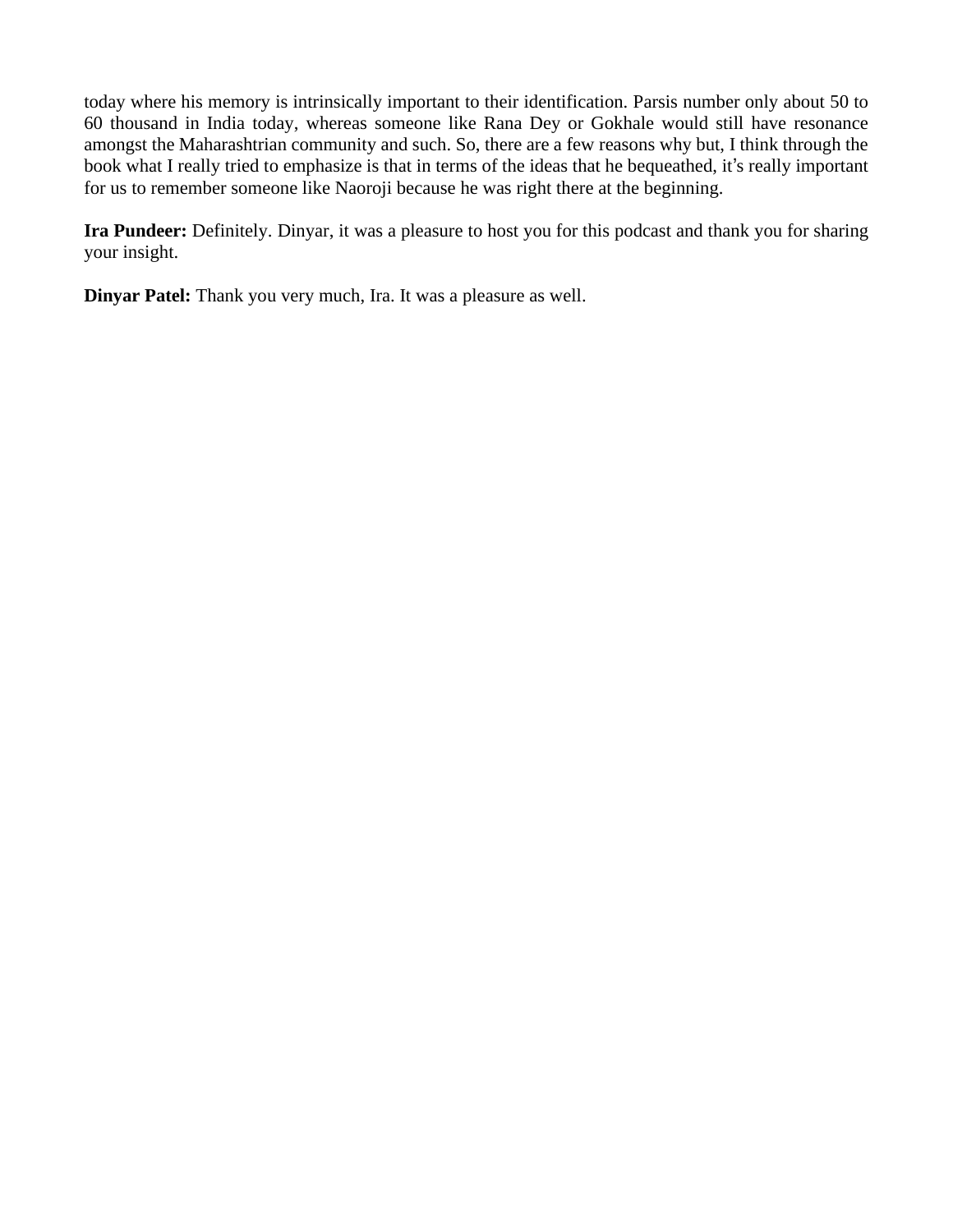today where his memory is intrinsically important to their identification. Parsis number only about 50 to 60 thousand in India today, whereas someone like Rana Dey or Gokhale would still have resonance amongst the Maharashtrian community and such. So, there are a few reasons why but, I think through the book what I really tried to emphasize is that in terms of the ideas that he bequeathed, it's really important for us to remember someone like Naoroji because he was right there at the beginning.

**Ira Pundeer:** Definitely. Dinyar, it was a pleasure to host you for this podcast and thank you for sharing your insight.

**Dinyar Patel:** Thank you very much, Ira. It was a pleasure as well.